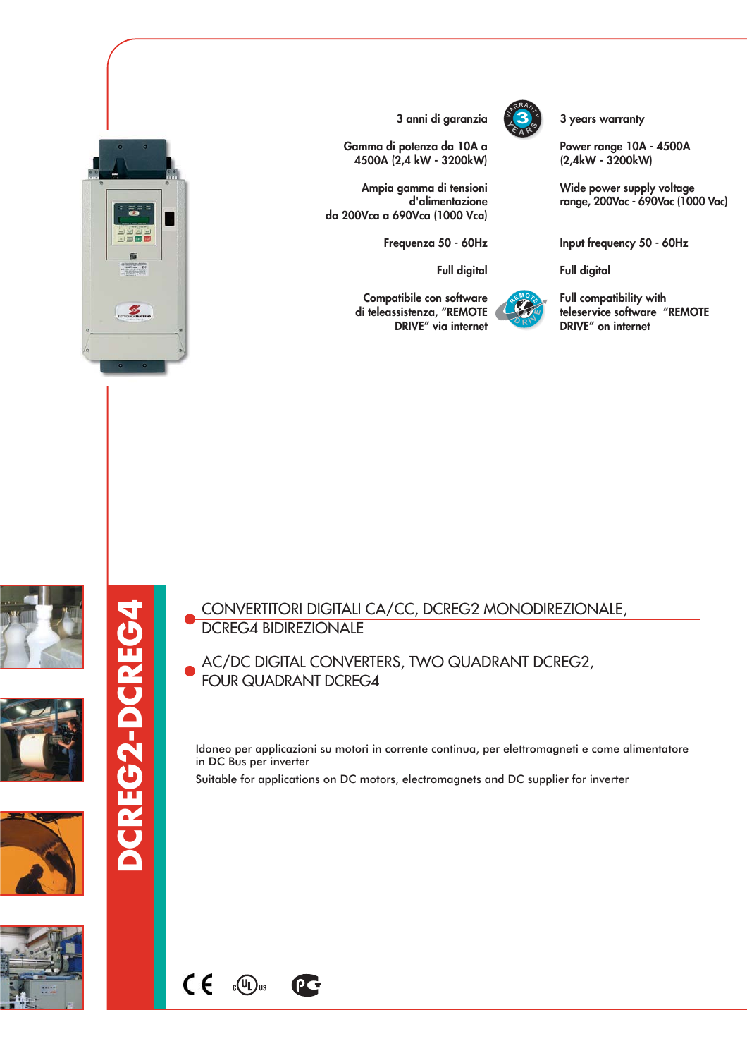# DCREG2-DCREG4

3 anni di garanzia

Gamma di potenza da 10A a 4500A (2,4 kW - 3200kW)

Ampia gamma di tensioni d'alimentazione da 200Vca a 690Vca (1000 Vca)

Frequenza 50 - 60Hz

Full digital

Compatibile con software di teleassistenza, "REMOTE DRIVE" via internet

3 years warranty

Power range 10A - 4500A (2,4kW - 3200kW)

Wide power supply voltage range, 200Vac - 690Vac (1000 Vac)

Input frequency 50 - 60Hz

Full digital

Full compatibility with teleservice software "REMOTE DRIVE" on internet

## CONVERTITORI DIGITALI CA/CC, DCREG2 MONODIREZIONALE, DCREG4 BIDIREZIONALE

## AC/DC DIGITAL CONVERTERS, TWO QUADRANT DCREG2, FOUR QUADRANT DCREG4

Idoneo per applicazioni su motori in corrente continua, per elettromagneti e come alimentatore in DC Bus per inverter

Suitable for applications on DC motors, electromagnets and DC supplier for inverter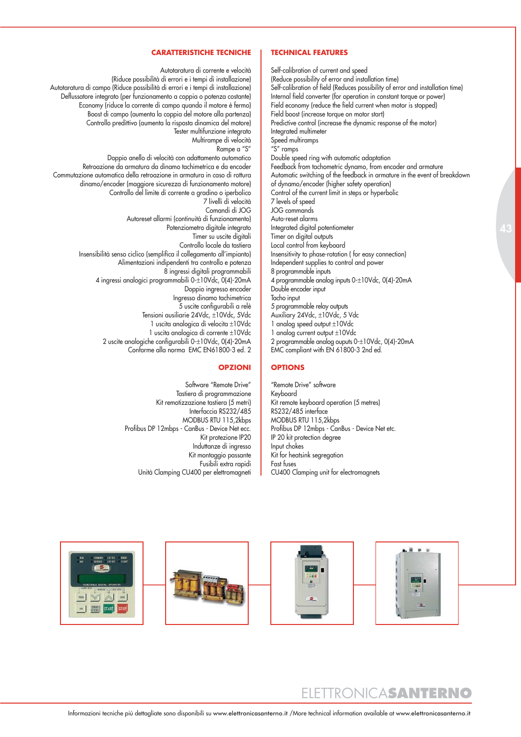## CARATTERISTICHE TECNICHE

Autotaratura di corrente e velocità
(Riduce possibilità di errori e i tempi di installazione)
Autotaratura di campo (Riduce possibilità di errori e i tempi di installazione)
Deflussatore integrato (per funzionamento a coppia o potenza costante)
Economy (riduce la corrente di campo quando il motore è fermo)
Boost di campo (aumenta la coppia del motore alla partenza)
Controllo predittivo (aumenta la risposta dinamica del motore)
Tester multifunzione integrato
Multirampe di velocità
Rampe a "S"
Doppio anello di velocità con adattamento automatico
Retroazione da armatura da dinamo tachimetrica e da encoder
Commutazione automatica della retroazione in armatura in caso di rottura dinamo/encoder (maggiore sicurezza di funzionamento motore)
Controllo del limite di corrente a gradino o iperbolico
7 livelli di velocità
Comandi di JOG
Autoreset allarmi (continuità di funzionamento)
Potenziometro digitale integrato
Timer su uscite digitali
Controllo locale da tastiera
Insensibilità senso ciclico (semplifica il collegamento all'impianto)
Alimentazioni indipendenti tra controllo e potenza
8 ingressi digitali programmabili
4 ingressi analogici programmabili 0-±10Vdc, 0(4)-20mA
Doppio ingresso encoder
Ingresso dinamo tachimetrica
5 uscite configurabili a relè
Tensioni ausiliarie 24Vdc, ±10Vdc, 5Vdc
1 uscita analogica di velocita ±10Vdc
1 uscita analogica di corrente ±10Vdc
2 uscite analogiche configurabili 0-±10Vdc, 0(4)-20mA
Conforme alla norma EMC EN61800-3 ed. 2

## OPZIONI

Software "Remote Drive"
Tastiera di programmazione
Kit remotizzazione tastiera (5 metri)
Interfaccia RS232/485
MODBUS RTU 115,2kbps
Profibus DP 12mbps - CanBus - Device Net ecc.
Kit protezione IP20
Induttanze di ingresso
Kit montaggio passante
Fusibili extra rapidi
Unità Clamping CU400 per elettromagneti

## TECHNICAL FEATURES

Self-calibration of current and speed
(Reduce possibility of error and installation time)
Self-calibration of field (Reduces possibility of error and installation time)
Internal field converter (for operation in constant torque or power)
Field economy (reduce the field current when motor is stopped)
Field boost (increase torque on motor start)
Predictive control (increase the dynamic response of the motor)
Integrated multimeter
Speed multiramps
"S" ramps
Double speed ring with automatic adaptation
Feedback from tachometric dynamo, from encoder and armature
Automatic switching of the feedback in armature in the event of breakdown of dynamo/encoder (higher safety operation)
Control of the current limit in steps or hyperbolic
7 levels of speed
JOG commands
Auto-reset alarms
Integrated digital potentiometer
Timer on digital outputs
Local control from keyboard
Insensitivity to phase-rotation ( for easy connection)
Independent supplies to control and power
8 programmable inputs
4 programmable analog inputs 0-±10Vdc, 0(4)-20mA
Double encoder input
Tacho input
5 programmable relay outputs
Auxiliary 24Vdc, ±10Vdc, 5 Vdc
1 analog speed output ±10Vdc
1 analog current output ±10Vdc
2 programmable analog ouputs 0-±10Vdc, 0(4)-20mA
EMC compliant with EN 61800-3 2nd ed.

## OPTIONS

"Remote Drive" software
Keyboard
Kit remote keyboard operation (5 metres)
RS232/485 interface
MODBUS RTU 115,2kbps
Profibus DP 12mbps - CanBus - Device Net etc.
IP 20 kit protection degree
Input chokes
Kit for heatsink segregation
Fast fuses
CU400 Clamping unit for electromagnets

ELETTRONICA**SANTERNO**

Informazioni tecniche più dettagliate sono disponibili su www.elettronicasanterno.it /More technical information available at www.elettronicasanterno.it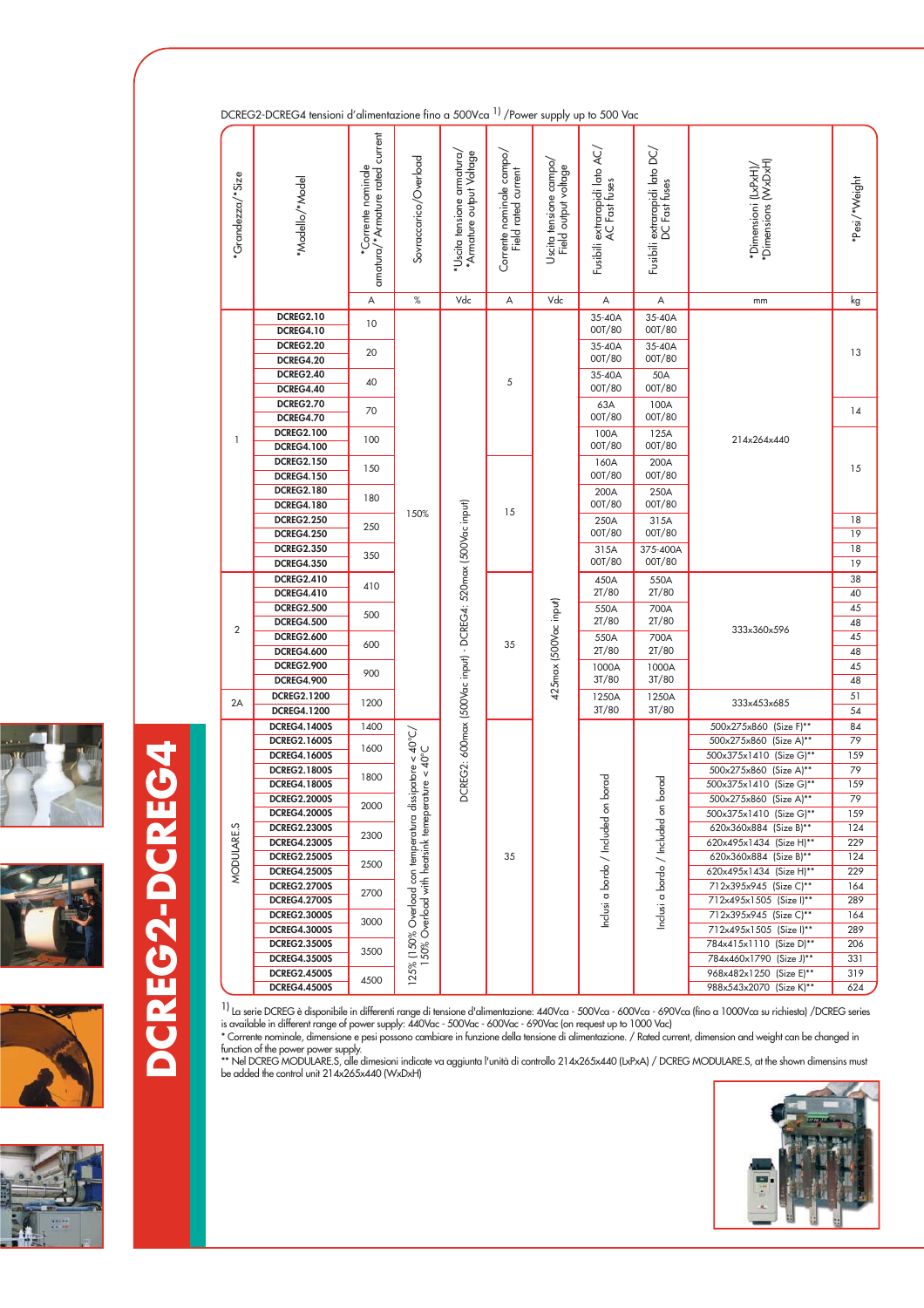DCREG2-DCREG4 tensioni d'alimentazione fino a 500Vca [1] /Power supply up to 500 Vac

| *Grandezza/*Size | *Modello/*Model | *Corrente nominale armatura/*Armature rated current | Sovraccarico/Overload | *Uscita tensione armatura/*Armature output Voltage | Corrente nominale campo/Field rated current | Uscita tensione campo/Field output voltage | Fusibili extrarapidi lato AC/AC Fast fuses | Fusibili extrarapidi lato DC/DC Fast fuses | *Dimensioni (LxPxH)/*Dimensions (WxDxH) | *Pesi/*Weight |
|---|---|---|---|---|---|---|---|---|---|---|
| | | A | % | Vdc | A | Vdc | A | A | mm | kg |
| 1 | DCREG2.10 | 10 | 150% | DCREG2: 600max (500Vac input) - DCREG4: 520max (500Vac input) | 5 | 425max (500Vac input) | 35-40A 00T/80 | 35-40A 00T/80 | 214x264x440 | 13 |
| 1 | DCREG4.10 | 10 | 150% | | 5 | | 35-40A 00T/80 | 35-40A 00T/80 | 214x264x440 | 13 |
| 1 | DCREG2.20 | 20 | 150% | | 5 | | 35-40A 00T/80 | 35-40A 00T/80 | 214x264x440 | 13 |
| 1 | DCREG4.20 | 20 | 150% | | 5 | | 35-40A 00T/80 | 35-40A 00T/80 | 214x264x440 | 13 |
| 1 | DCREG2.40 | 40 | 150% | | 5 | | 35-40A 00T/80 | 50A 00T/80 | 214x264x440 | 13 |
| 1 | DCREG4.40 | 40 | 150% | | 5 | | 35-40A 00T/80 | 50A 00T/80 | 214x264x440 | 13 |
| 1 | DCREG2.70 | 70 | 150% | | 5 | | 63A 00T/80 | 100A 00T/80 | 214x264x440 | 14 |
| 1 | DCREG4.70 | 70 | 150% | | 5 | | 63A 00T/80 | 100A 00T/80 | 214x264x440 | 14 |
| 1 | DCREG2.100 | 100 | 150% | | 5 | | 100A 00T/80 | 125A 00T/80 | 214x264x440 | 14 |
| 1 | DCREG4.100 | 100 | 150% | | 5 | | 100A 00T/80 | 125A 00T/80 | 214x264x440 | 14 |
| 1 | DCREG2.150 | 150 | 150% | | 15 | | 160A 00T/80 | 200A 00T/80 | 214x264x440 | 15 |
| 1 | DCREG4.150 | 150 | 150% | | 15 | | 160A 00T/80 | 200A 00T/80 | 214x264x440 | 15 |
| 1 | DCREG2.180 | 180 | 150% | | 15 | | 200A 00T/80 | 250A 00T/80 | 214x264x440 | 15 |
| 1 | DCREG4.180 | 180 | 150% | | 15 | | 200A 00T/80 | 250A 00T/80 | 214x264x440 | 15 |
| 1 | DCREG2.250 | 250 | 150% | | 15 | | 250A 00T/80 | 315A 00T/80 | 214x264x440 | 18 |
| 1 | DCREG4.250 | 250 | 150% | | 15 | | 250A 00T/80 | 315A 00T/80 | 214x264x440 | 19 |
| 1 | DCREG2.350 | 350 | 150% | | 15 | | 315A 00T/80 | 375-400A 00T/80 | 214x264x440 | 18 |
| 1 | DCREG4.350 | 350 | 150% | | 15 | | 315A 00T/80 | 375-400A 00T/80 | 214x264x440 | 19 |
| 2 | DCREG2.410 | 410 | 150% | | 35 | | 450A 2T/80 | 550A 2T/80 | 333x360x596 | 38 |
| 2 | DCREG4.410 | 410 | 150% | | 35 | | 450A 2T/80 | 550A 2T/80 | 333x360x596 | 40 |
| 2 | DCREG2.500 | 500 | 150% | | 35 | | 550A 2T/80 | 700A 2T/80 | 333x360x596 | 45 |
| 2 | DCREG4.500 | 500 | 150% | | 35 | | 550A 2T/80 | 700A 2T/80 | 333x360x596 | 48 |
| 2 | DCREG2.600 | 600 | 150% | | 35 | | 550A 2T/80 | 700A 2T/80 | 333x360x596 | 45 |
| 2 | DCREG4.600 | 600 | 150% | | 35 | | 550A 2T/80 | 700A 2T/80 | 333x360x596 | 48 |
| 2 | DCREG2.900 | 900 | 150% | | 35 | | 1000A 3T/80 | 1000A 3T/80 | 333x360x596 | 45 |
| 2 | DCREG4.900 | 900 | 150% | | 35 | | 1000A 3T/80 | 1000A 3T/80 | 333x360x596 | 48 |
| 2A | DCREG2.1200 | 1200 | 150% | | 35 | | 1250A 3T/80 | 1250A 3T/80 | 333x453x685 | 51 |
| 2A | DCREG4.1200 | 1200 | 150% | | 35 | | 1250A 3T/80 | 1250A 3T/80 | 333x453x685 | 54 |
| MODULARE.S | DCREG4.1400S | 1400 | 125% (150% Overload con temperatura dissipatore < 40°C/ 150% Overload with heatsink temperature < 40°C | | 35 | | Inclusi a bordo / Included on board | Inclusi a bordo / Included on board | 500x275x860 (Size F)** | 84 |
| MODULARE.S | DCREG2.1600S | 1600 | | | 35 | | | | 500x275x860 (Size A)** | 79 |
| MODULARE.S | DCREG4.1600S | 1600 | | | 35 | | | | 500x375x1410 (Size G)** | 159 |
| MODULARE.S | DCREG2.1800S | 1800 | | | 35 | | | | 500x275x860 (Size A)** | 79 |
| MODULARE.S | DCREG4.1800S | 1800 | | | 35 | | | | 500x375x1410 (Size G)** | 159 |
| MODULARE.S | DCREG2.2000S | 2000 | | | 35 | | | | 500x275x860 (Size A)** | 79 |
| MODULARE.S | DCREG4.2000S | 2000 | | | 35 | | | | 500x375x1410 (Size G)** | 159 |
| MODULARE.S | DCREG2.2300S | 2300 | | | 35 | | | | 620x360x884 (Size B)** | 124 |
| MODULARE.S | DCREG4.2300S | 2300 | | | 35 | | | | 620x495x1434 (Size H)** | 229 |
| MODULARE.S | DCREG2.2500S | 2500 | | | 35 | | | | 620x360x884 (Size B)** | 124 |
| MODULARE.S | DCREG4.2500S | 2500 | | | 35 | | | | 620x495x1434 (Size H)** | 229 |
| MODULARE.S | DCREG2.2700S | 2700 | | | 35 | | | | 712x395x945 (Size C)** | 164 |
| MODULARE.S | DCREG4.2700S | 2700 | | | 35 | | | | 712x495x1505 (Size I)** | 289 |
| MODULARE.S | DCREG2.3000S | 3000 | | | 35 | | | | 712x395x945 (Size C)** | 164 |
| MODULARE.S | DCREG4.3000S | 3000 | | | 35 | | | | 712x495x1505 (Size I)** | 289 |
| MODULARE.S | DCREG2.3500S | 3500 | | | 35 | | | | 784x415x1110 (Size D)** | 206 |
| MODULARE.S | DCREG4.3500S | 3500 | | | 35 | | | | 784x460x1790 (Size J)** | 331 |
| MODULARE.S | DCREG2.4500S | 4500 | | | 35 | | | | 968x482x1250 (Size E)** | 319 |
| MODULARE.S | DCREG4.4500S | 4500 | | | 35 | | | | 988x543x2070 (Size K)** | 624 |

[1] La serie DCREG è disponibile in differenti range di tensione d'alimentazione: 440Vca - 500Vca - 600Vca - 690Vca (fino a 1000Vca su richiesta) /DCREG series is available in different range of power supply: 440Vac - 500Vac - 600Vac - 690Vac (on request up to 1000 Vac)

\* Corrente nominale, dimensione e pesi possono cambiare in funzione della tensione di alimentazione. / Rated current, dimension and weight can be changed in function of the power power supply.

\*\* Nel DCREG MODULARE.S, alle dimesioni indicate va aggiunta l'unità di controllo 214x265x440 (LxPxA) / DCREG MODULARE.S, at the shown dimensins must be added the control unit 214x265x440 (WxDxH)

# DCREG2-DCREG4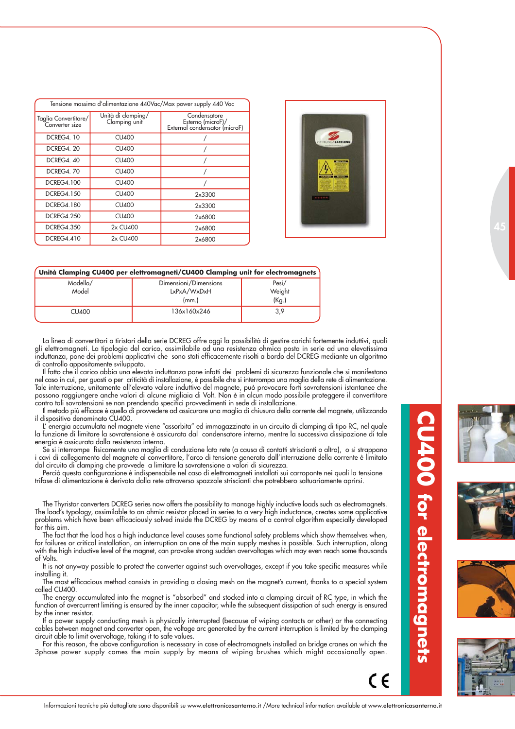# CU400 for electromagnets

| Tensione massima d'alimentazione 440Vac/Max power supply 440 Vac | | |
|---|---|---|
| Taglia Convertitore/ Converter size | Unità di clamping/ Clamping unit | Condensatore Esterno (microF)/ External condensator (microF) |
| DCREG4. 10 | CU400 | / |
| DCREG4. 20 | CU400 | / |
| DCREG4. 40 | CU400 | / |
| DCREG4. 70 | CU400 | / |
| DCREG4.100 | CU400 | / |
| DCREG4.150 | CU400 | 2x3300 |
| DCREG4.180 | CU400 | 2x3300 |
| DCREG4.250 | CU400 | 2x6800 |
| DCREG4.350 | 2x CU400 | 2x6800 |
| DCREG4.410 | 2x CU400 | 2x6800 |

| **Unità Clamping CU400 per elettromagneti/CU400 Clamping unit for electromagnets** | | |
|---|---|---|
| Modello/ Model | Dimensioni/Dimensions LxPxA/WxDxH (mm.) | Pesi/ Weight (Kg.) |
| CU400 | 136x160x246 | 3,9 |

La linea di convertitori a tiristori della serie DCREG offre oggi la possibilità di gestire carichi fortemente induttivi, quali gli elettromagneti. La tipologia del carico, assimilabile ad una resistenza ohmica posta in serie ad una elevatissima induttanza, pone dei problemi applicativi che sono stati efficacemente risolti a bordo del DCREG mediante un algoritmo di controllo appositamente sviluppato.

Il fatto che il carico abbia una elevata induttanza pone infatti dei problemi di sicurezza funzionale che si manifestano nel caso in cui, per guasti o per criticità di installazione, è possibile che si interrompa una maglia della rete di alimentazione. Tale interruzione, unitamente all'elevato valore induttivo del magnete, può provocare forti sovratensioni istantanee che possono raggiungere anche valori di alcune migliaia di Volt. Non è in alcun modo possibile proteggere il convertitore contro tali sovratensioni se non prendendo specifici provvedimenti in sede di installazione.

Il metodo più efficace è quello di provvedere ad assicurare una maglia di chiusura della corrente del magnete, utilizzando il dispositivo denominato CU400.

L' energia accumulata nel magnete viene "assorbita" ed immagazzinata in un circuito di clamping di tipo RC, nel quale la funzione di limitare la sovratensione è assicurata dal condensatore interno, mentre la successiva dissipazione di tale energia è assicurata dalla resistenza interna.

Se si interrompe fisicamente una maglia di conduzione lato rete (a causa di contatti striscianti o altro), o si strappano i cavi di collegamento del magnete al convertitore, l'arco di tensione generato dall'interruzione della corrente è limitato dal circuito di clamping che provvede a limitare la sovratensione a valori di sicurezza.

Perciò questa configurazione è indispensabile nel caso di elettromagneti installati sui carroponte nei quali la tensione trifase di alimentazione è derivata dalla rete attraverso spazzole striscianti che potrebbero saltuariamente aprirsi.

The Thyristor converters DCREG series now offers the possibility to manage highly inductive loads such as electromagnets. The load's typology, assimilable to an ohmic resistor placed in series to a very high inductance, creates some applicative problems which have been efficaciously solved inside the DCREG by means of a control algorithm especially developed for this aim.

The fact that the load has a high inductance level causes some functional safety problems which show themselves when, for failures or critical installation, an interruption on one of the main supply meshes is possible. Such interruption, along with the high inductive level of the magnet, can provoke strong sudden overvoltages which may even reach some thousands of Volts.

It is not anyway possible to protect the converter against such overvoltages, except if you take specific measures while installing it.

The most efficacious method consists in providing a closing mesh on the magnet's current, thanks to a special system called CU400.

The energy accumulated into the magnet is "absorbed" and stocked into a clamping circuit of RC type, in which the function of overcurrent limiting is ensured by the inner capacitor, while the subsequent dissipation of such energy is ensured by the inner resistor.

If a power supply conducting mesh is physically interrupted (because of wiping contacts or other) or the connecting cables between magnet and converter open, the voltage arc generated by the current interruption is limited by the clamping circuit able to limit overvoltage, taking it to safe values.

For this reason, the above configuration is necessary in case of electromagnets installed on bridge cranes on which the 3phase power supply comes the main supply by means of wiping brushes which might occasionally open.

CE

Informazioni tecniche più dettagliate sono disponibili su www.elettronicasanterno.it /More technical information available at www.elettronicasanterno.it